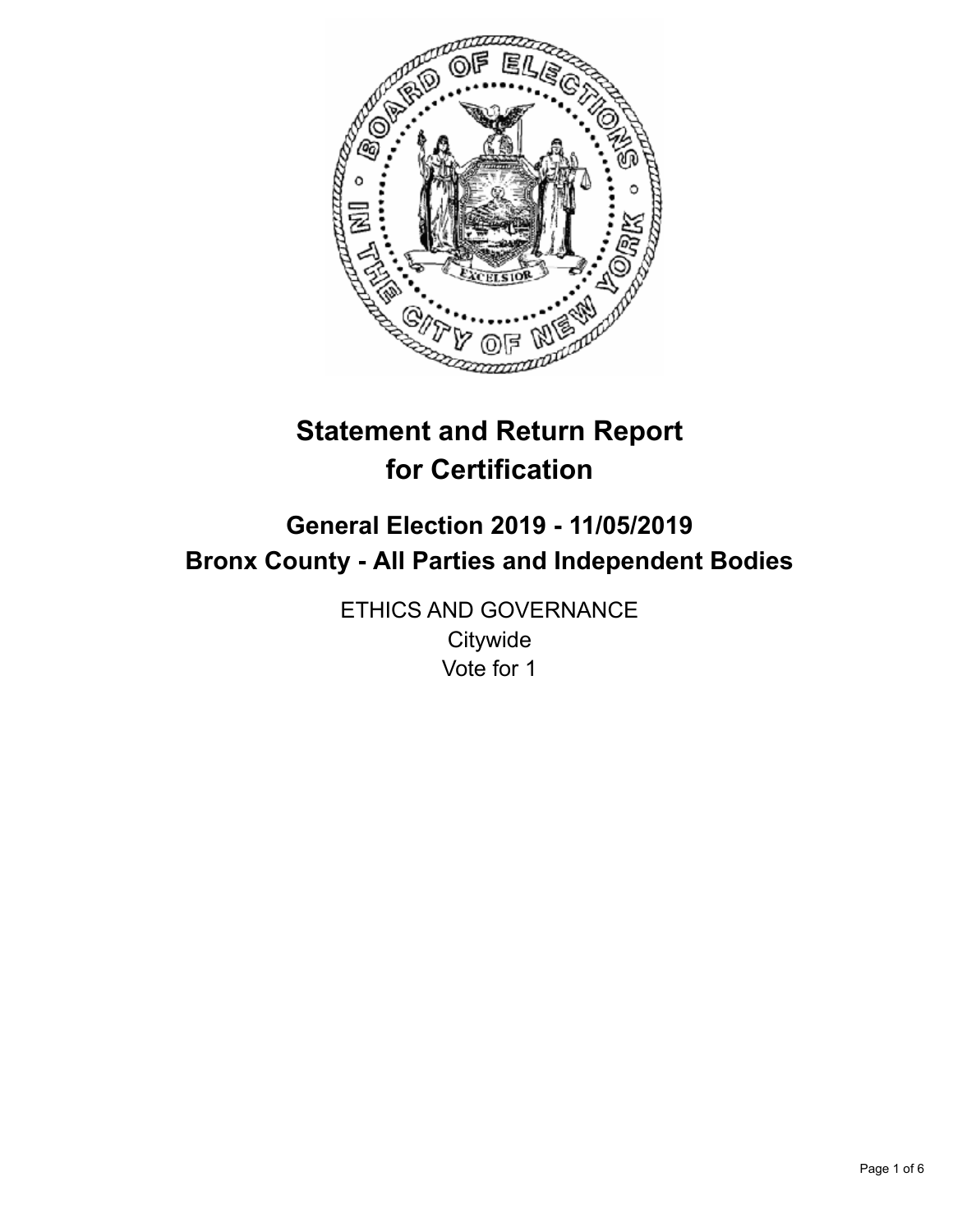# Statement and Return Report for Certification

## General Election 2019 - 11/05/2019
## Bronx County - All Parties and Independent Bodies

ETHICS AND GOVERNANCE
Citywide
Vote for 1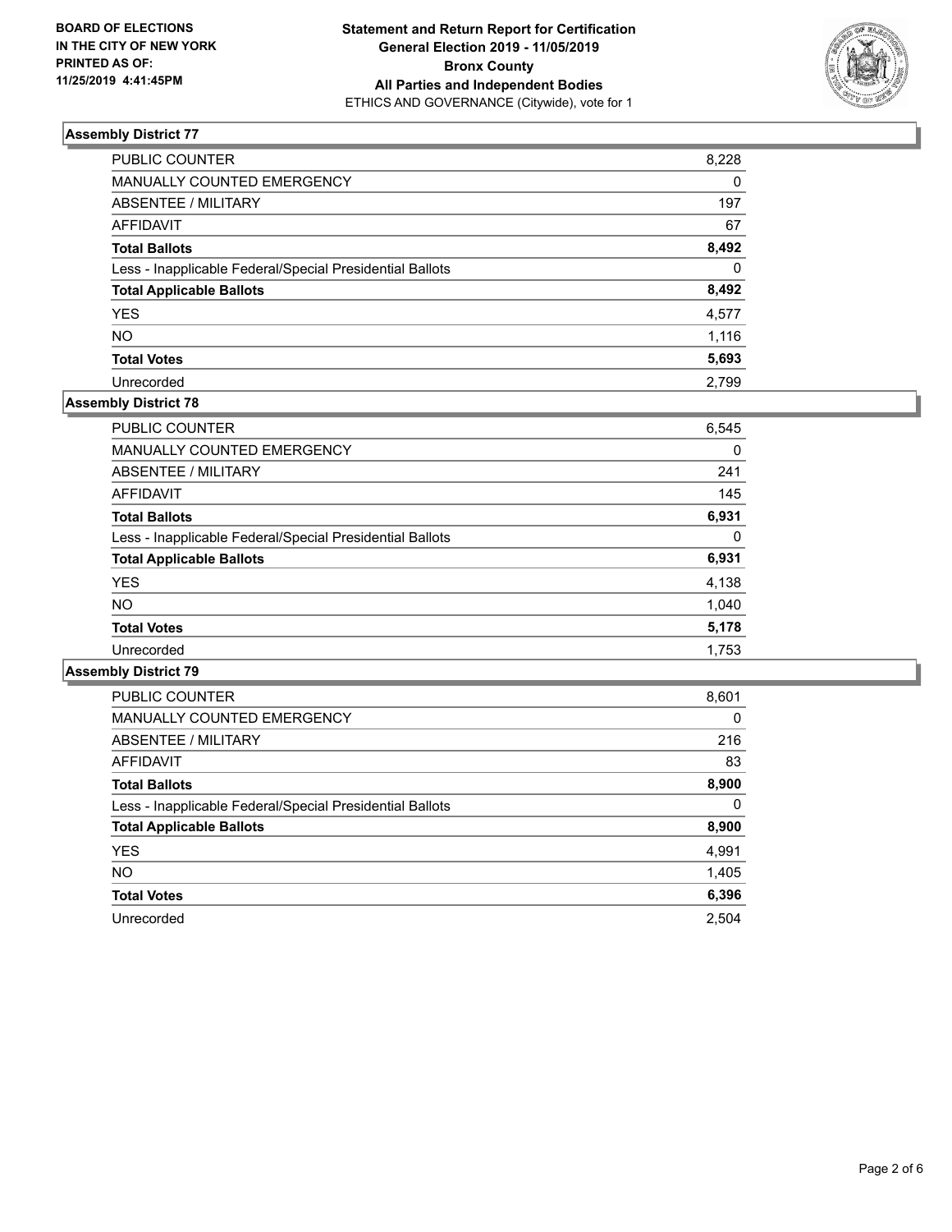**BOARD OF ELECTIONS IN THE CITY OF NEW YORK PRINTED AS OF: 11/25/2019 4:41:45PM**

**Statement and Return Report for Certification General Election 2019 - 11/05/2019 Bronx County All Parties and Independent Bodies**
ETHICS AND GOVERNANCE (Citywide), vote for 1

## Assembly District 77

| | |
|---|---|
| PUBLIC COUNTER | 8,228 |
| MANUALLY COUNTED EMERGENCY | 0 |
| ABSENTEE / MILITARY | 197 |
| AFFIDAVIT | 67 |
| **Total Ballots** | **8,492** |
| Less - Inapplicable Federal/Special Presidential Ballots | 0 |
| **Total Applicable Ballots** | **8,492** |
| YES | 4,577 |
| NO | 1,116 |
| **Total Votes** | **5,693** |
| Unrecorded | 2,799 |

## Assembly District 78

| | |
|---|---|
| PUBLIC COUNTER | 6,545 |
| MANUALLY COUNTED EMERGENCY | 0 |
| ABSENTEE / MILITARY | 241 |
| AFFIDAVIT | 145 |
| **Total Ballots** | **6,931** |
| Less - Inapplicable Federal/Special Presidential Ballots | 0 |
| **Total Applicable Ballots** | **6,931** |
| YES | 4,138 |
| NO | 1,040 |
| **Total Votes** | **5,178** |
| Unrecorded | 1,753 |

## Assembly District 79

| | |
|---|---|
| PUBLIC COUNTER | 8,601 |
| MANUALLY COUNTED EMERGENCY | 0 |
| ABSENTEE / MILITARY | 216 |
| AFFIDAVIT | 83 |
| **Total Ballots** | **8,900** |
| Less - Inapplicable Federal/Special Presidential Ballots | 0 |
| **Total Applicable Ballots** | **8,900** |
| YES | 4,991 |
| NO | 1,405 |
| **Total Votes** | **6,396** |
| Unrecorded | 2,504 |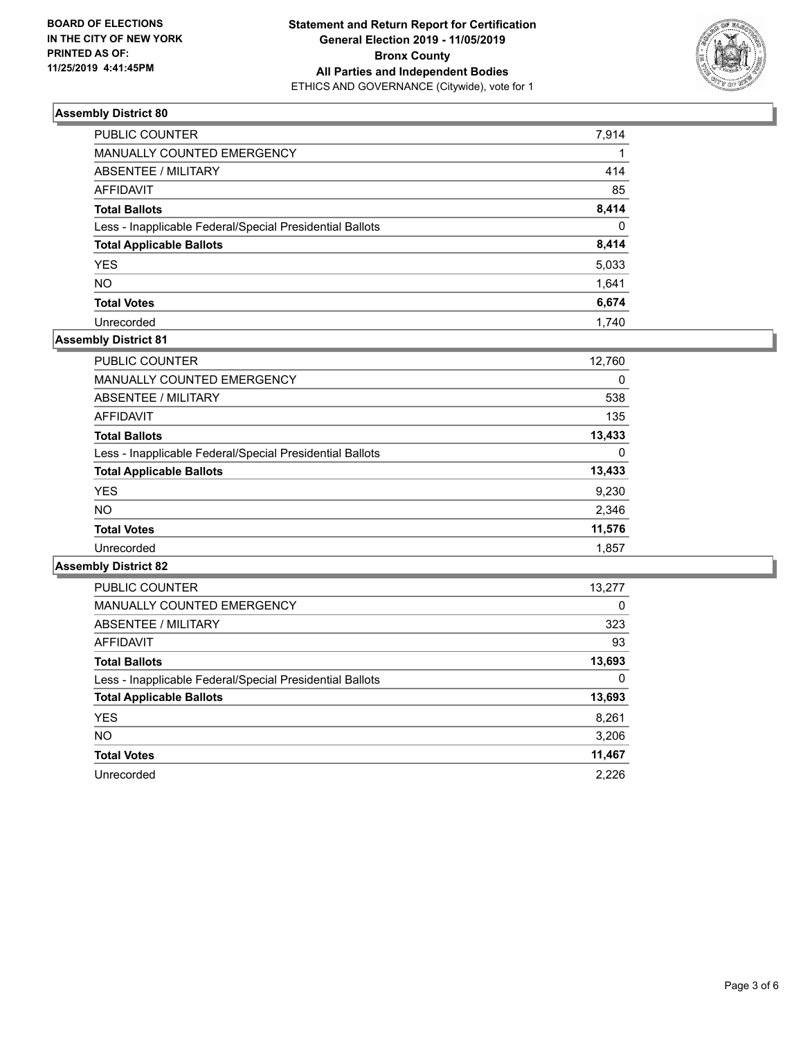BOARD OF ELECTIONS
IN THE CITY OF NEW YORK
PRINTED AS OF:
11/25/2019 4:41:45PM

**Statement and Return Report for Certification**
**General Election 2019 - 11/05/2019**
**Bronx County**
**All Parties and Independent Bodies**
ETHICS AND GOVERNANCE (Citywide), vote for 1

### Assembly District 80

| | |
|---|---|
| PUBLIC COUNTER | 7,914 |
| MANUALLY COUNTED EMERGENCY | 1 |
| ABSENTEE / MILITARY | 414 |
| AFFIDAVIT | 85 |
| **Total Ballots** | **8,414** |
| Less - Inapplicable Federal/Special Presidential Ballots | 0 |
| **Total Applicable Ballots** | **8,414** |
| YES | 5,033 |
| NO | 1,641 |
| **Total Votes** | **6,674** |
| Unrecorded | 1,740 |

### Assembly District 81

| | |
|---|---|
| PUBLIC COUNTER | 12,760 |
| MANUALLY COUNTED EMERGENCY | 0 |
| ABSENTEE / MILITARY | 538 |
| AFFIDAVIT | 135 |
| **Total Ballots** | **13,433** |
| Less - Inapplicable Federal/Special Presidential Ballots | 0 |
| **Total Applicable Ballots** | **13,433** |
| YES | 9,230 |
| NO | 2,346 |
| **Total Votes** | **11,576** |
| Unrecorded | 1,857 |

### Assembly District 82

| | |
|---|---|
| PUBLIC COUNTER | 13,277 |
| MANUALLY COUNTED EMERGENCY | 0 |
| ABSENTEE / MILITARY | 323 |
| AFFIDAVIT | 93 |
| **Total Ballots** | **13,693** |
| Less - Inapplicable Federal/Special Presidential Ballots | 0 |
| **Total Applicable Ballots** | **13,693** |
| YES | 8,261 |
| NO | 3,206 |
| **Total Votes** | **11,467** |
| Unrecorded | 2,226 |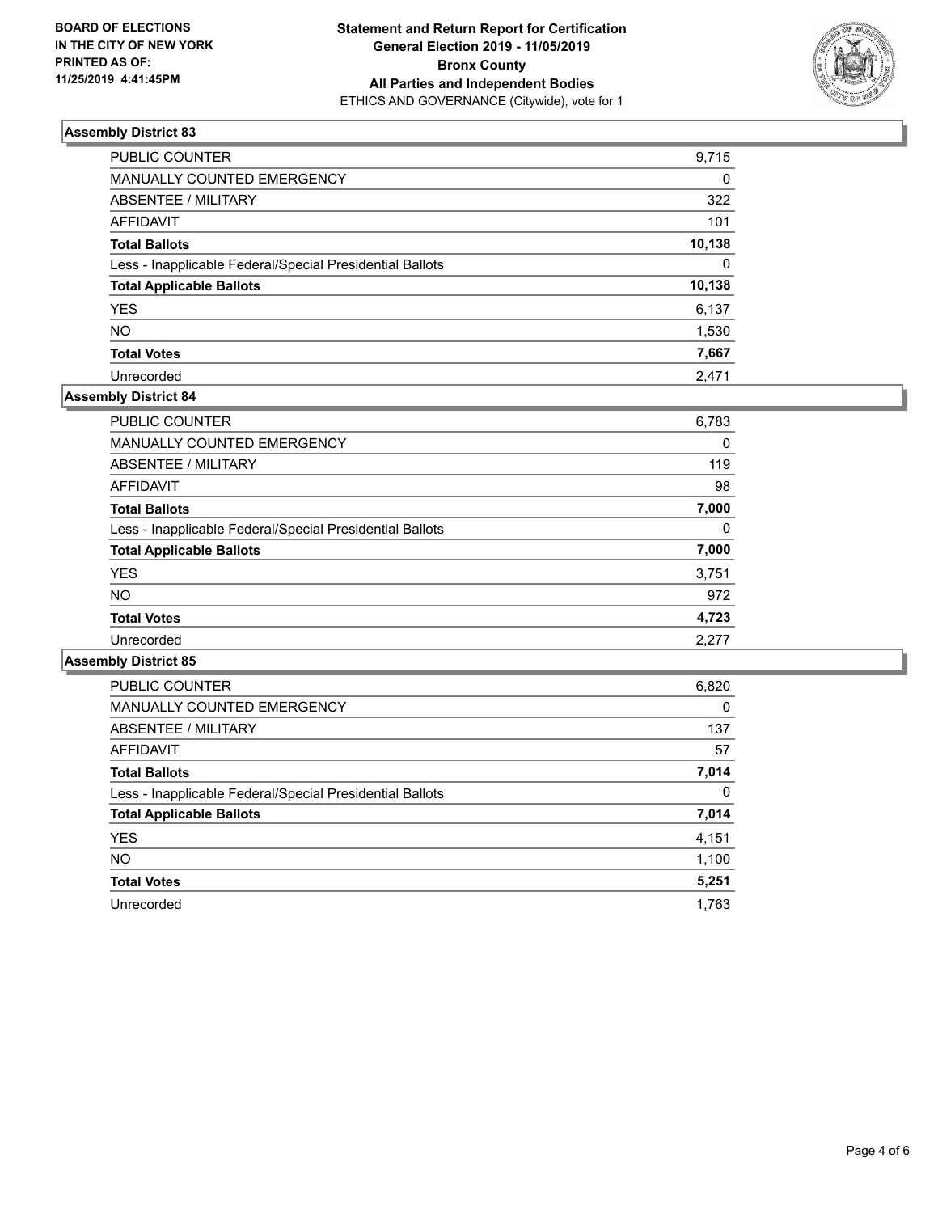**BOARD OF ELECTIONS IN THE CITY OF NEW YORK PRINTED AS OF: 11/25/2019 4:41:45PM**

**Statement and Return Report for Certification General Election 2019 - 11/05/2019 Bronx County All Parties and Independent Bodies**
ETHICS AND GOVERNANCE (Citywide), vote for 1

### Assembly District 83

| | |
|---|---|
| PUBLIC COUNTER | 9,715 |
| MANUALLY COUNTED EMERGENCY | 0 |
| ABSENTEE / MILITARY | 322 |
| AFFIDAVIT | 101 |
| **Total Ballots** | **10,138** |
| Less - Inapplicable Federal/Special Presidential Ballots | 0 |
| **Total Applicable Ballots** | **10,138** |
| YES | 6,137 |
| NO | 1,530 |
| **Total Votes** | **7,667** |
| Unrecorded | 2,471 |

### Assembly District 84

| | |
|---|---|
| PUBLIC COUNTER | 6,783 |
| MANUALLY COUNTED EMERGENCY | 0 |
| ABSENTEE / MILITARY | 119 |
| AFFIDAVIT | 98 |
| **Total Ballots** | **7,000** |
| Less - Inapplicable Federal/Special Presidential Ballots | 0 |
| **Total Applicable Ballots** | **7,000** |
| YES | 3,751 |
| NO | 972 |
| **Total Votes** | **4,723** |
| Unrecorded | 2,277 |

### Assembly District 85

| | |
|---|---|
| PUBLIC COUNTER | 6,820 |
| MANUALLY COUNTED EMERGENCY | 0 |
| ABSENTEE / MILITARY | 137 |
| AFFIDAVIT | 57 |
| **Total Ballots** | **7,014** |
| Less - Inapplicable Federal/Special Presidential Ballots | 0 |
| **Total Applicable Ballots** | **7,014** |
| YES | 4,151 |
| NO | 1,100 |
| **Total Votes** | **5,251** |
| Unrecorded | 1,763 |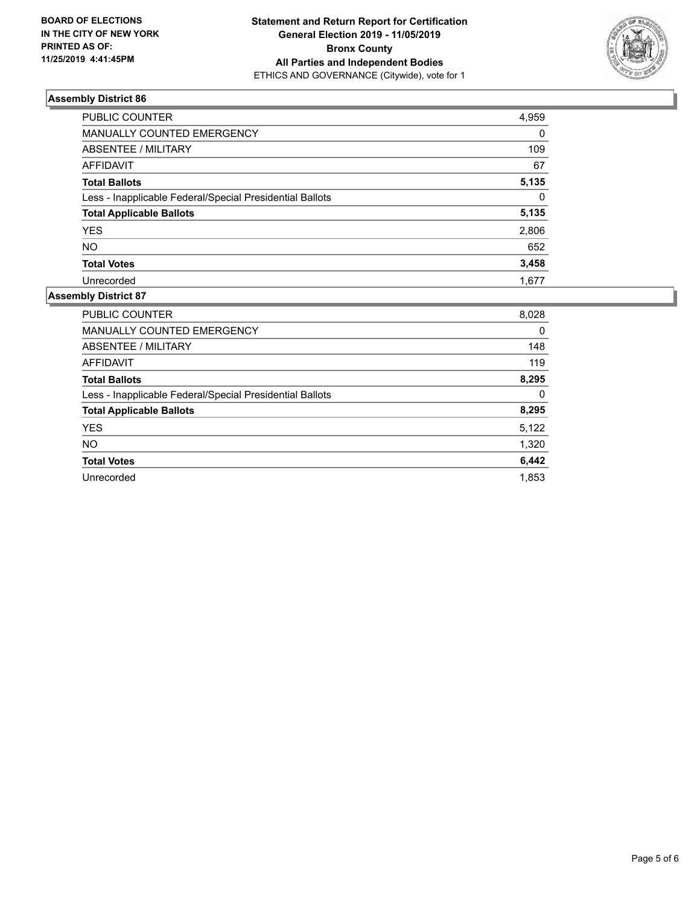**BOARD OF ELECTIONS IN THE CITY OF NEW YORK PRINTED AS OF: 11/25/2019 4:41:45PM**

**Statement and Return Report for Certification General Election 2019 - 11/05/2019 Bronx County All Parties and Independent Bodies**
ETHICS AND GOVERNANCE (Citywide), vote for 1

### Assembly District 86

| | |
|---|---|
| PUBLIC COUNTER | 4,959 |
| MANUALLY COUNTED EMERGENCY | 0 |
| ABSENTEE / MILITARY | 109 |
| AFFIDAVIT | 67 |
| **Total Ballots** | **5,135** |
| Less - Inapplicable Federal/Special Presidential Ballots | 0 |
| **Total Applicable Ballots** | **5,135** |
| YES | 2,806 |
| NO | 652 |
| **Total Votes** | **3,458** |
| Unrecorded | 1,677 |

### Assembly District 87

| | |
|---|---|
| PUBLIC COUNTER | 8,028 |
| MANUALLY COUNTED EMERGENCY | 0 |
| ABSENTEE / MILITARY | 148 |
| AFFIDAVIT | 119 |
| **Total Ballots** | **8,295** |
| Less - Inapplicable Federal/Special Presidential Ballots | 0 |
| **Total Applicable Ballots** | **8,295** |
| YES | 5,122 |
| NO | 1,320 |
| **Total Votes** | **6,442** |
| Unrecorded | 1,853 |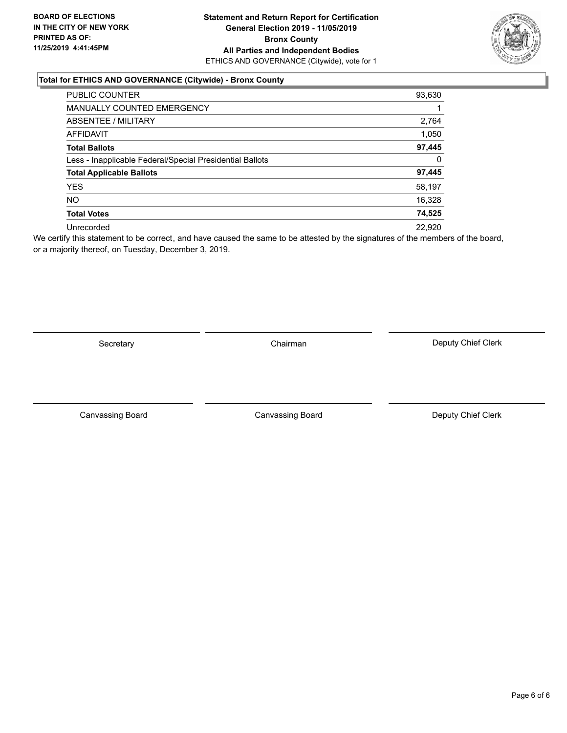**BOARD OF ELECTIONS IN THE CITY OF NEW YORK PRINTED AS OF: 11/25/2019 4:41:45PM**

**Statement and Return Report for Certification General Election 2019 - 11/05/2019 Bronx County All Parties and Independent Bodies**
ETHICS AND GOVERNANCE (Citywide), vote for 1

## Total for ETHICS AND GOVERNANCE (Citywide) - Bronx County

| | |
|---|---|
| PUBLIC COUNTER | 93,630 |
| MANUALLY COUNTED EMERGENCY | 1 |
| ABSENTEE / MILITARY | 2,764 |
| AFFIDAVIT | 1,050 |
| **Total Ballots** | **97,445** |
| Less - Inapplicable Federal/Special Presidential Ballots | 0 |
| **Total Applicable Ballots** | **97,445** |
| YES | 58,197 |
| NO | 16,328 |
| **Total Votes** | **74,525** |
| Unrecorded | 22,920 |

We certify this statement to be correct, and have caused the same to be attested by the signatures of the members of the board, or a majority thereof, on Tuesday, December 3, 2019.

Secretary | Chairman | Deputy Chief Clerk

Canvassing Board | Canvassing Board | Deputy Chief Clerk